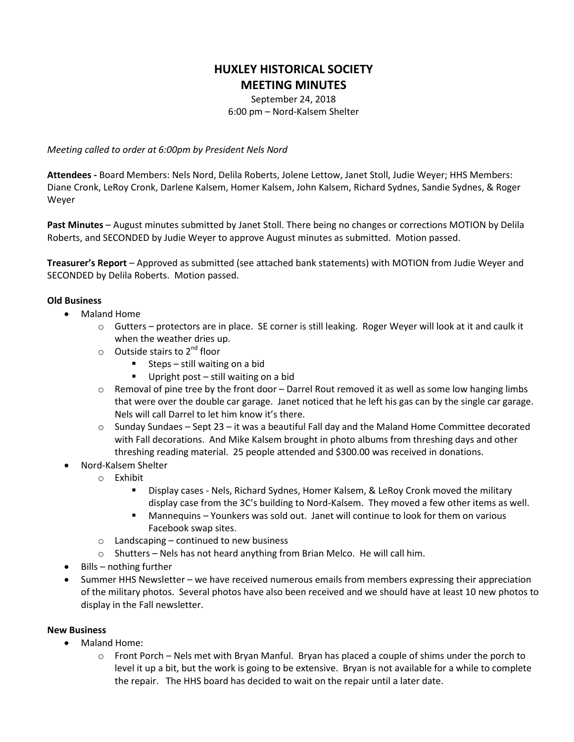# HUXLEY HISTORICAL SOCIETY
# MEETING MINUTES

September 24, 2018
6:00 pm – Nord-Kalsem Shelter

*Meeting called to order at 6:00pm by President Nels Nord*

**Attendees -** Board Members: Nels Nord, Delila Roberts, Jolene Lettow, Janet Stoll, Judie Weyer; HHS Members: Diane Cronk, LeRoy Cronk, Darlene Kalsem, Homer Kalsem, John Kalsem, Richard Sydnes, Sandie Sydnes, & Roger Weyer

**Past Minutes** – August minutes submitted by Janet Stoll. There being no changes or corrections MOTION by Delila Roberts, and SECONDED by Judie Weyer to approve August minutes as submitted. Motion passed.

**Treasurer's Report** – Approved as submitted (see attached bank statements) with MOTION from Judie Weyer and SECONDED by Delila Roberts. Motion passed.

**Old Business**

- Maland Home
  - Gutters – protectors are in place. SE corner is still leaking. Roger Weyer will look at it and caulk it when the weather dries up.
  - Outside stairs to 2nd floor
    - Steps – still waiting on a bid
    - Upright post – still waiting on a bid
  - Removal of pine tree by the front door – Darrel Rout removed it as well as some low hanging limbs that were over the double car garage. Janet noticed that he left his gas can by the single car garage. Nels will call Darrel to let him know it's there.
  - Sunday Sundaes – Sept 23 – it was a beautiful Fall day and the Maland Home Committee decorated with Fall decorations. And Mike Kalsem brought in photo albums from threshing days and other threshing reading material. 25 people attended and $300.00 was received in donations.
- Nord-Kalsem Shelter
  - Exhibit
    - Display cases - Nels, Richard Sydnes, Homer Kalsem, & LeRoy Cronk moved the military display case from the 3C's building to Nord-Kalsem. They moved a few other items as well.
    - Mannequins – Younkers was sold out. Janet will continue to look for them on various Facebook swap sites.
  - Landscaping – continued to new business
  - Shutters – Nels has not heard anything from Brian Melco. He will call him.
- Bills – nothing further
- Summer HHS Newsletter – we have received numerous emails from members expressing their appreciation of the military photos. Several photos have also been received and we should have at least 10 new photos to display in the Fall newsletter.

**New Business**

- Maland Home:
  - Front Porch – Nels met with Bryan Manful. Bryan has placed a couple of shims under the porch to level it up a bit, but the work is going to be extensive. Bryan is not available for a while to complete the repair. The HHS board has decided to wait on the repair until a later date.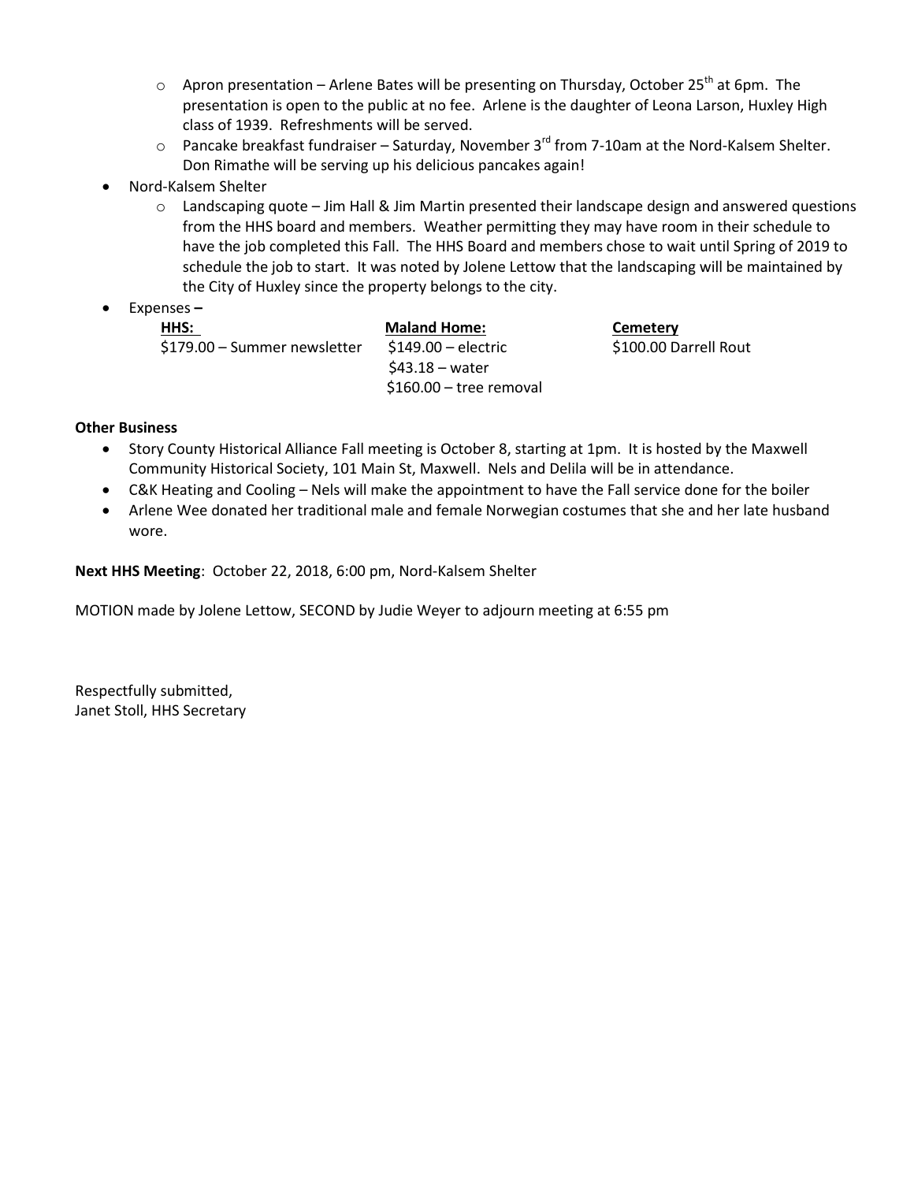- Apron presentation – Arlene Bates will be presenting on Thursday, October 25th at 6pm. The presentation is open to the public at no fee. Arlene is the daughter of Leona Larson, Huxley High class of 1939. Refreshments will be served.
  - Pancake breakfast fundraiser – Saturday, November 3rd from 7-10am at the Nord-Kalsem Shelter. Don Rimathe will be serving up his delicious pancakes again!
- Nord-Kalsem Shelter
  - Landscaping quote – Jim Hall & Jim Martin presented their landscape design and answered questions from the HHS board and members. Weather permitting they may have room in their schedule to have the job completed this Fall. The HHS Board and members chose to wait until Spring of 2019 to schedule the job to start. It was noted by Jolene Lettow that the landscaping will be maintained by the City of Huxley since the property belongs to the city.
- Expenses –

| HHS: | Maland Home: | Cemetery |
|---|---|---|
| $179.00 – Summer newsletter | $149.00 – electric | $100.00 Darrell Rout |
| | $43.18 – water | |
| | $160.00 – tree removal | |

**Other Business**

- Story County Historical Alliance Fall meeting is October 8, starting at 1pm. It is hosted by the Maxwell Community Historical Society, 101 Main St, Maxwell. Nels and Delila will be in attendance.
- C&K Heating and Cooling – Nels will make the appointment to have the Fall service done for the boiler
- Arlene Wee donated her traditional male and female Norwegian costumes that she and her late husband wore.

**Next HHS Meeting**: October 22, 2018, 6:00 pm, Nord-Kalsem Shelter

MOTION made by Jolene Lettow, SECOND by Judie Weyer to adjourn meeting at 6:55 pm

Respectfully submitted,
Janet Stoll, HHS Secretary